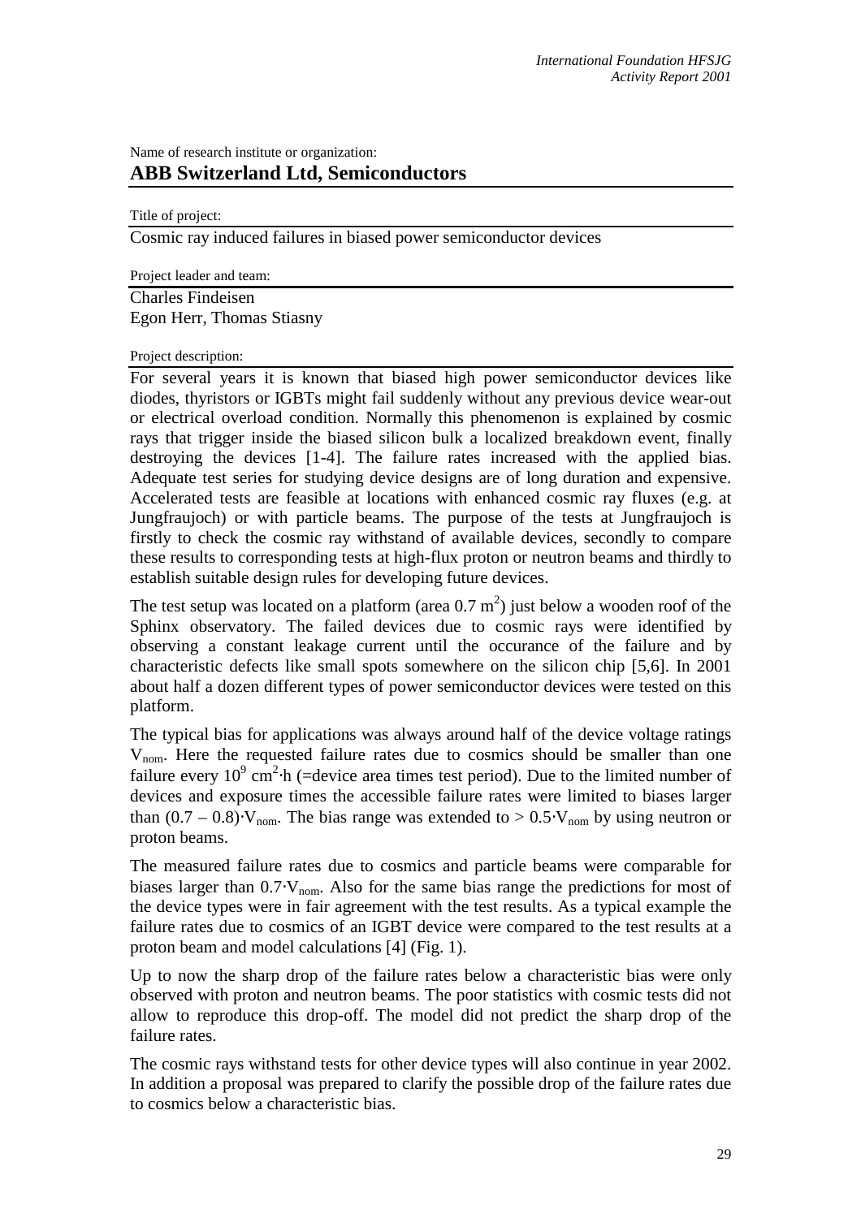Name of research institute or organization:

## ABB Switzerland Ltd, Semiconductors

Title of project:

Cosmic ray induced failures in biased power semiconductor devices

Project leader and team:

Charles Findeisen
Egon Herr, Thomas Stiasny

Project description:

For several years it is known that biased high power semiconductor devices like diodes, thyristors or IGBTs might fail suddenly without any previous device wear-out or electrical overload condition. Normally this phenomenon is explained by cosmic rays that trigger inside the biased silicon bulk a localized breakdown event, finally destroying the devices [1-4]. The failure rates increased with the applied bias. Adequate test series for studying device designs are of long duration and expensive. Accelerated tests are feasible at locations with enhanced cosmic ray fluxes (e.g. at Jungfraujoch) or with particle beams. The purpose of the tests at Jungfraujoch is firstly to check the cosmic ray withstand of available devices, secondly to compare these results to corresponding tests at high-flux proton or neutron beams and thirdly to establish suitable design rules for developing future devices.

The test setup was located on a platform (area $0.7\ m^2$) just below a wooden roof of the Sphinx observatory. The failed devices due to cosmic rays were identified by observing a constant leakage current until the occurance of the failure and by characteristic defects like small spots somewhere on the silicon chip [5,6]. In 2001 about half a dozen different types of power semiconductor devices were tested on this platform.

The typical bias for applications was always around half of the device voltage ratings $V_{nom}$. Here the requested failure rates due to cosmics should be smaller than one failure every $10^9\ cm^2 \cdot h$ (=device area times test period). Due to the limited number of devices and exposure times the accessible failure rates were limited to biases larger than $(0.7 – 0.8) \cdot V_{nom}$. The bias range was extended to $> 0.5 \cdot V_{nom}$ by using neutron or proton beams.

The measured failure rates due to cosmics and particle beams were comparable for biases larger than $0.7 \cdot V_{nom}$. Also for the same bias range the predictions for most of the device types were in fair agreement with the test results. As a typical example the failure rates due to cosmics of an IGBT device were compared to the test results at a proton beam and model calculations [4] (Fig. 1).

Up to now the sharp drop of the failure rates below a characteristic bias were only observed with proton and neutron beams. The poor statistics with cosmic tests did not allow to reproduce this drop-off. The model did not predict the sharp drop of the failure rates.

The cosmic rays withstand tests for other device types will also continue in year 2002. In addition a proposal was prepared to clarify the possible drop of the failure rates due to cosmics below a characteristic bias.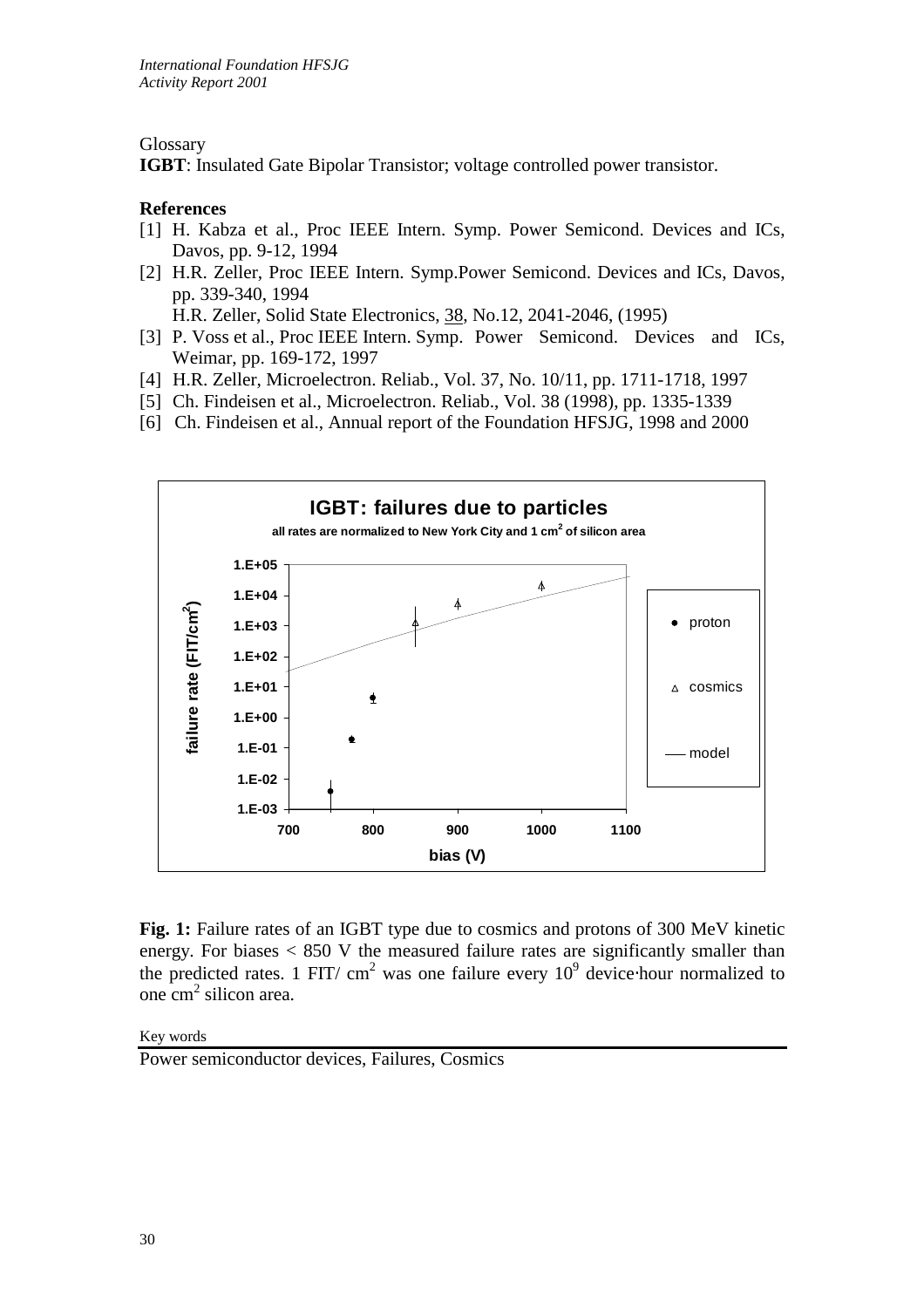Glossary

**IGBT**: Insulated Gate Bipolar Transistor; voltage controlled power transistor.

**References**

[1] H. Kabza et al., Proc IEEE Intern. Symp. Power Semicond. Devices and ICs, Davos, pp. 9-12, 1994

[2] H.R. Zeller, Proc IEEE Intern. Symp.Power Semicond. Devices and ICs, Davos, pp. 339-340, 1994
H.R. Zeller, Solid State Electronics, 38, No.12, 2041-2046, (1995)

[3] P. Voss et al., Proc IEEE Intern. Symp. Power Semicond. Devices and ICs, Weimar, pp. 169-172, 1997

[4] H.R. Zeller, Microelectron. Reliab., Vol. 37, No. 10/11, pp. 1711-1718, 1997

[5] Ch. Findeisen et al., Microelectron. Reliab., Vol. 38 (1998), pp. 1335-1339

[6] Ch. Findeisen et al., Annual report of the Foundation HFSJG, 1998 and 2000

**IGBT: failures due to particles**

all rates are normalized to New York City and 1 $cm^2$ of silicon area

**Fig. 1:** Failure rates of an IGBT type due to cosmics and protons of 300 MeV kinetic energy. For biases < 850 V the measured failure rates are significantly smaller than the predicted rates. 1 FIT/ $cm^2$ was one failure every $10^9$ device·hour normalized to one $cm^2$ silicon area.

Key words

Power semiconductor devices, Failures, Cosmics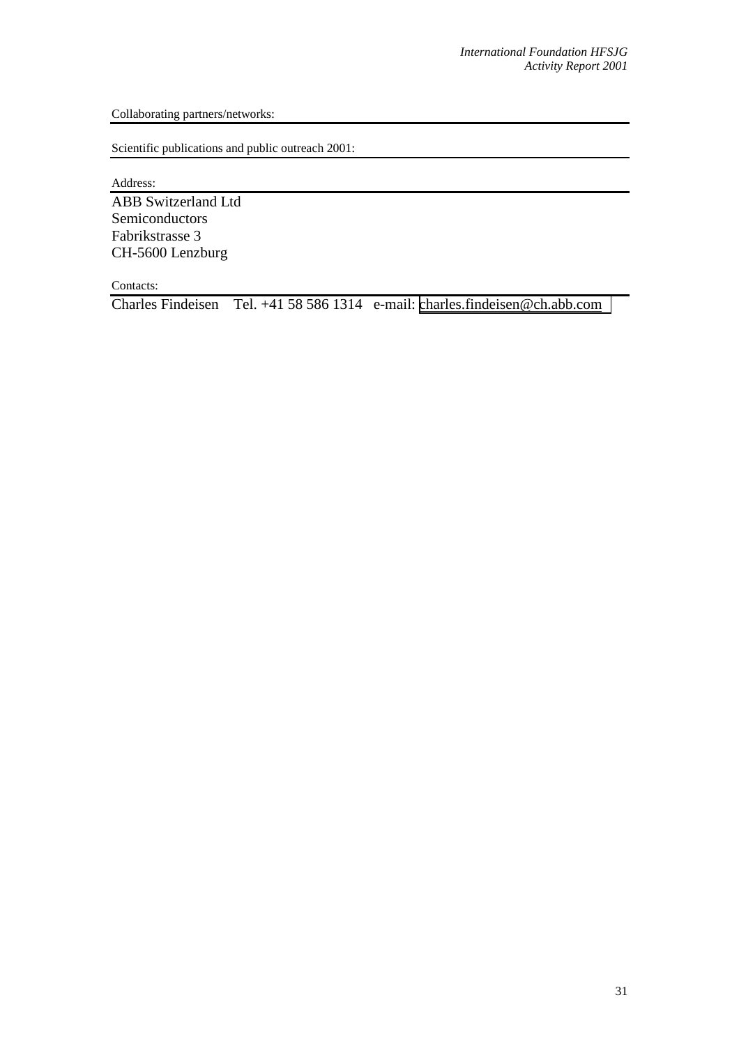Collaborating partners/networks:

---

Scientific publications and public outreach 2001:

---

Address:

---

ABB Switzerland Ltd
Semiconductors
Fabrikstrasse 3
CH-5600 Lenzburg

Contacts:

---

Charles Findeisen Tel. +41 58 586 1314 e-mail: charles.findeisen@ch.abb.com